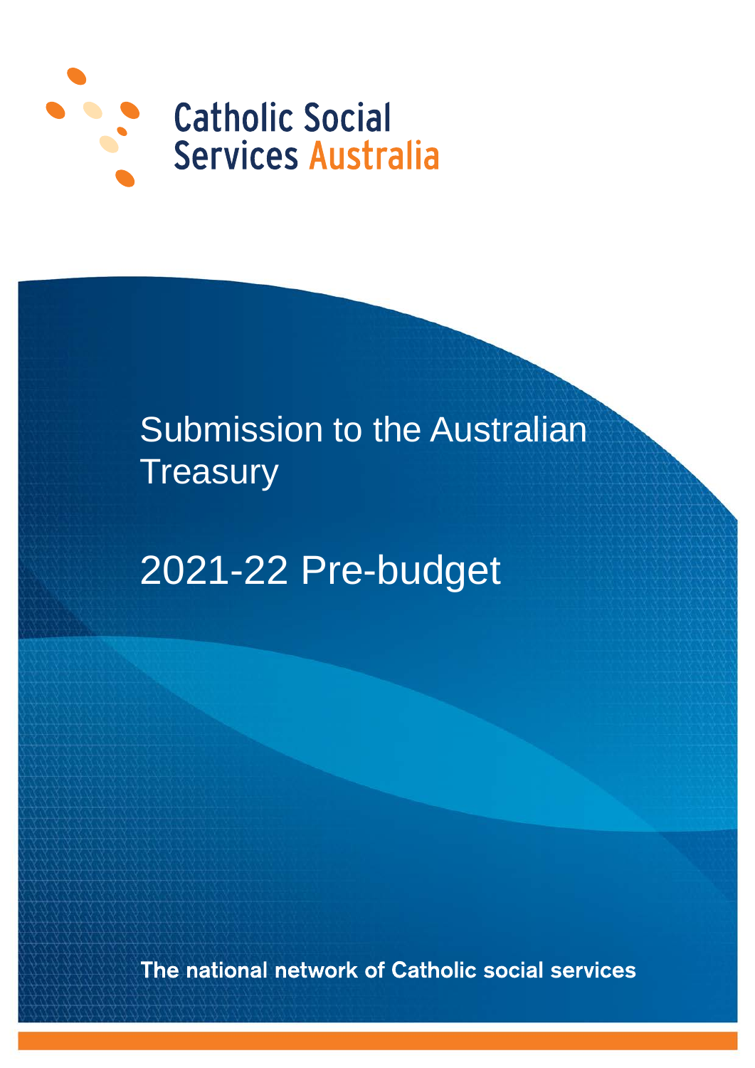Catholic Social Services Australia

# Submission to the Australian Treasury

# 2021-22 Pre-budget

**The national network of Catholic social services**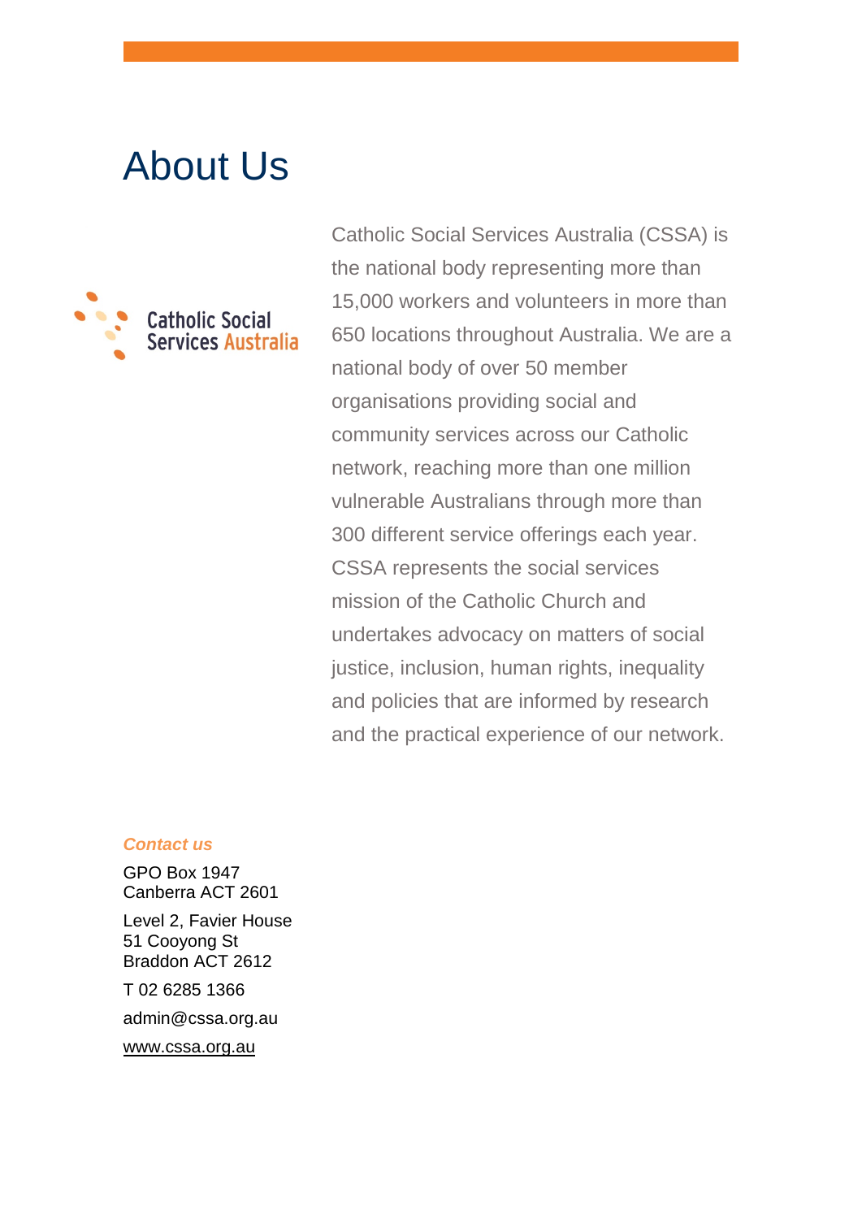# About Us

Catholic Social Services Australia

Catholic Social Services Australia (CSSA) is the national body representing more than 15,000 workers and volunteers in more than 650 locations throughout Australia. We are a national body of over 50 member organisations providing social and community services across our Catholic network, reaching more than one million vulnerable Australians through more than 300 different service offerings each year. CSSA represents the social services mission of the Catholic Church and undertakes advocacy on matters of social justice, inclusion, human rights, inequality and policies that are informed by research and the practical experience of our network.

***Contact us***

GPO Box 1947
Canberra ACT 2601

Level 2, Favier House
51 Cooyong St
Braddon ACT 2612

T 02 6285 1366

admin@cssa.org.au

www.cssa.org.au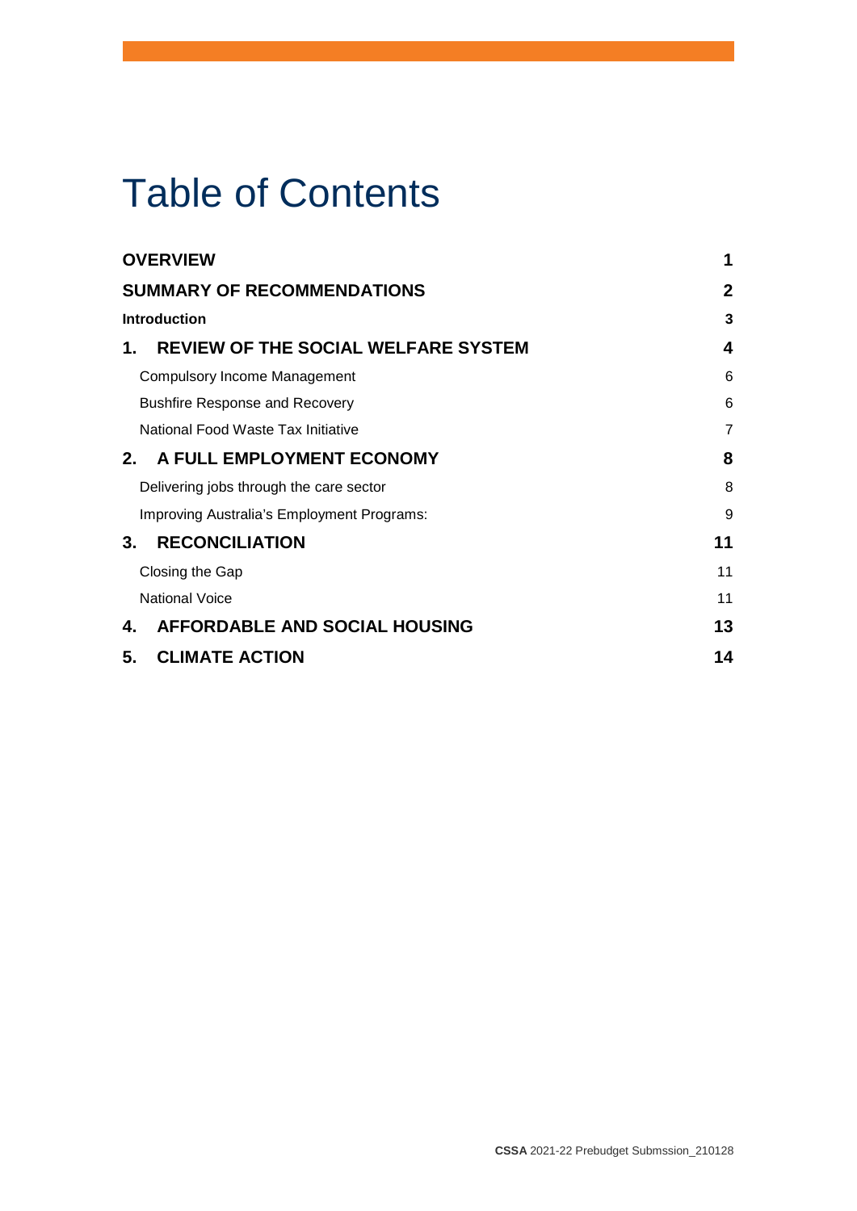# Table of Contents

| | |
|---|---|
| **OVERVIEW** | **1** |
| **SUMMARY OF RECOMMENDATIONS** | **2** |
| **Introduction** | **3** |
| **1. REVIEW OF THE SOCIAL WELFARE SYSTEM** | **4** |
| Compulsory Income Management | 6 |
| Bushfire Response and Recovery | 6 |
| National Food Waste Tax Initiative | 7 |
| **2. A FULL EMPLOYMENT ECONOMY** | **8** |
| Delivering jobs through the care sector | 8 |
| Improving Australia's Employment Programs: | 9 |
| **3. RECONCILIATION** | **11** |
| Closing the Gap | 11 |
| National Voice | 11 |
| **4. AFFORDABLE AND SOCIAL HOUSING** | **13** |
| **5. CLIMATE ACTION** | **14** |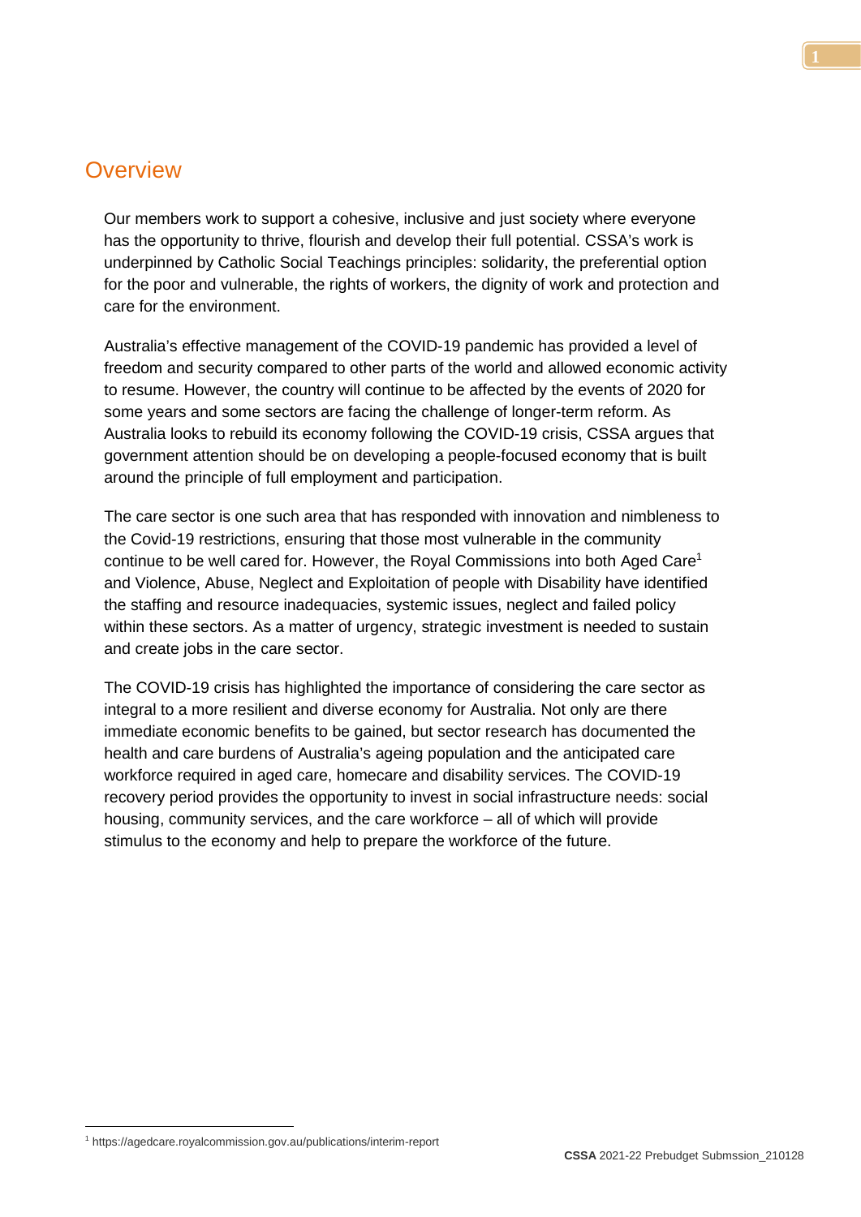## Overview

Our members work to support a cohesive, inclusive and just society where everyone has the opportunity to thrive, flourish and develop their full potential. CSSA's work is underpinned by Catholic Social Teachings principles: solidarity, the preferential option for the poor and vulnerable, the rights of workers, the dignity of work and protection and care for the environment.

Australia's effective management of the COVID-19 pandemic has provided a level of freedom and security compared to other parts of the world and allowed economic activity to resume. However, the country will continue to be affected by the events of 2020 for some years and some sectors are facing the challenge of longer-term reform. As Australia looks to rebuild its economy following the COVID-19 crisis, CSSA argues that government attention should be on developing a people-focused economy that is built around the principle of full employment and participation.

The care sector is one such area that has responded with innovation and nimbleness to the Covid-19 restrictions, ensuring that those most vulnerable in the community continue to be well cared for. However, the Royal Commissions into both Aged Care[1] and Violence, Abuse, Neglect and Exploitation of people with Disability have identified the staffing and resource inadequacies, systemic issues, neglect and failed policy within these sectors. As a matter of urgency, strategic investment is needed to sustain and create jobs in the care sector.

The COVID-19 crisis has highlighted the importance of considering the care sector as integral to a more resilient and diverse economy for Australia. Not only are there immediate economic benefits to be gained, but sector research has documented the health and care burdens of Australia's ageing population and the anticipated care workforce required in aged care, homecare and disability services. The COVID-19 recovery period provides the opportunity to invest in social infrastructure needs: social housing, community services, and the care workforce – all of which will provide stimulus to the economy and help to prepare the workforce of the future.

[1] https://agedcare.royalcommission.gov.au/publications/interim-report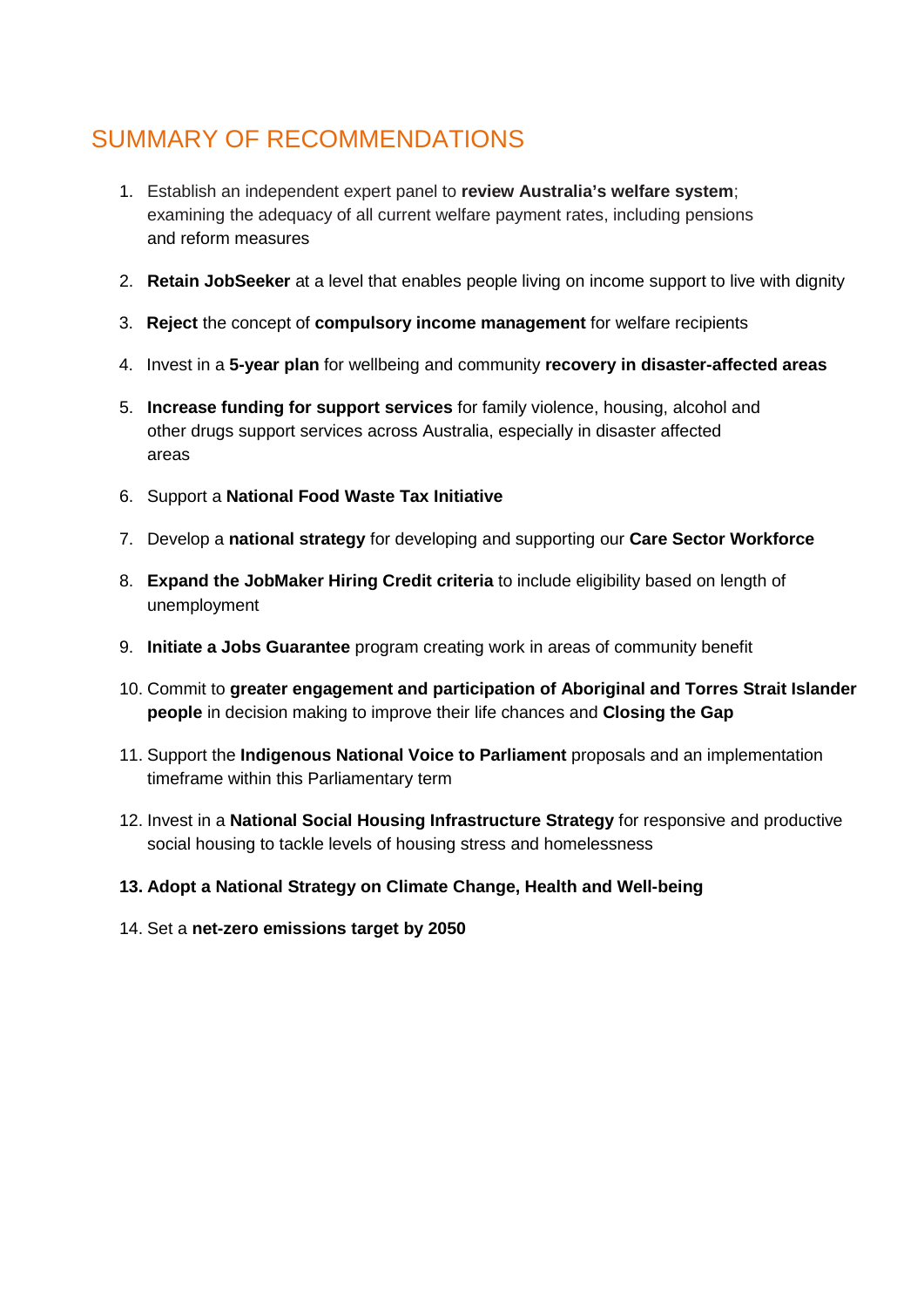# SUMMARY OF RECOMMENDATIONS

1. Establish an independent expert panel to **review Australia's welfare system**; examining the adequacy of all current welfare payment rates, including pensions and reform measures
2. **Retain JobSeeker** at a level that enables people living on income support to live with dignity
3. **Reject** the concept of **compulsory income management** for welfare recipients
4. Invest in a **5-year plan** for wellbeing and community **recovery in disaster-affected areas**
5. **Increase funding for support services** for family violence, housing, alcohol and other drugs support services across Australia, especially in disaster affected areas
6. Support a **National Food Waste Tax Initiative**
7. Develop a **national strategy** for developing and supporting our **Care Sector Workforce**
8. **Expand the JobMaker Hiring Credit criteria** to include eligibility based on length of unemployment
9. **Initiate a Jobs Guarantee** program creating work in areas of community benefit
10. Commit to **greater engagement and participation of Aboriginal and Torres Strait Islander people** in decision making to improve their life chances and **Closing the Gap**
11. Support the **Indigenous National Voice to Parliament** proposals and an implementation timeframe within this Parliamentary term
12. Invest in a **National Social Housing Infrastructure Strategy** for responsive and productive social housing to tackle levels of housing stress and homelessness
13. **Adopt a National Strategy on Climate Change, Health and Well-being**
14. Set a **net-zero emissions target by 2050**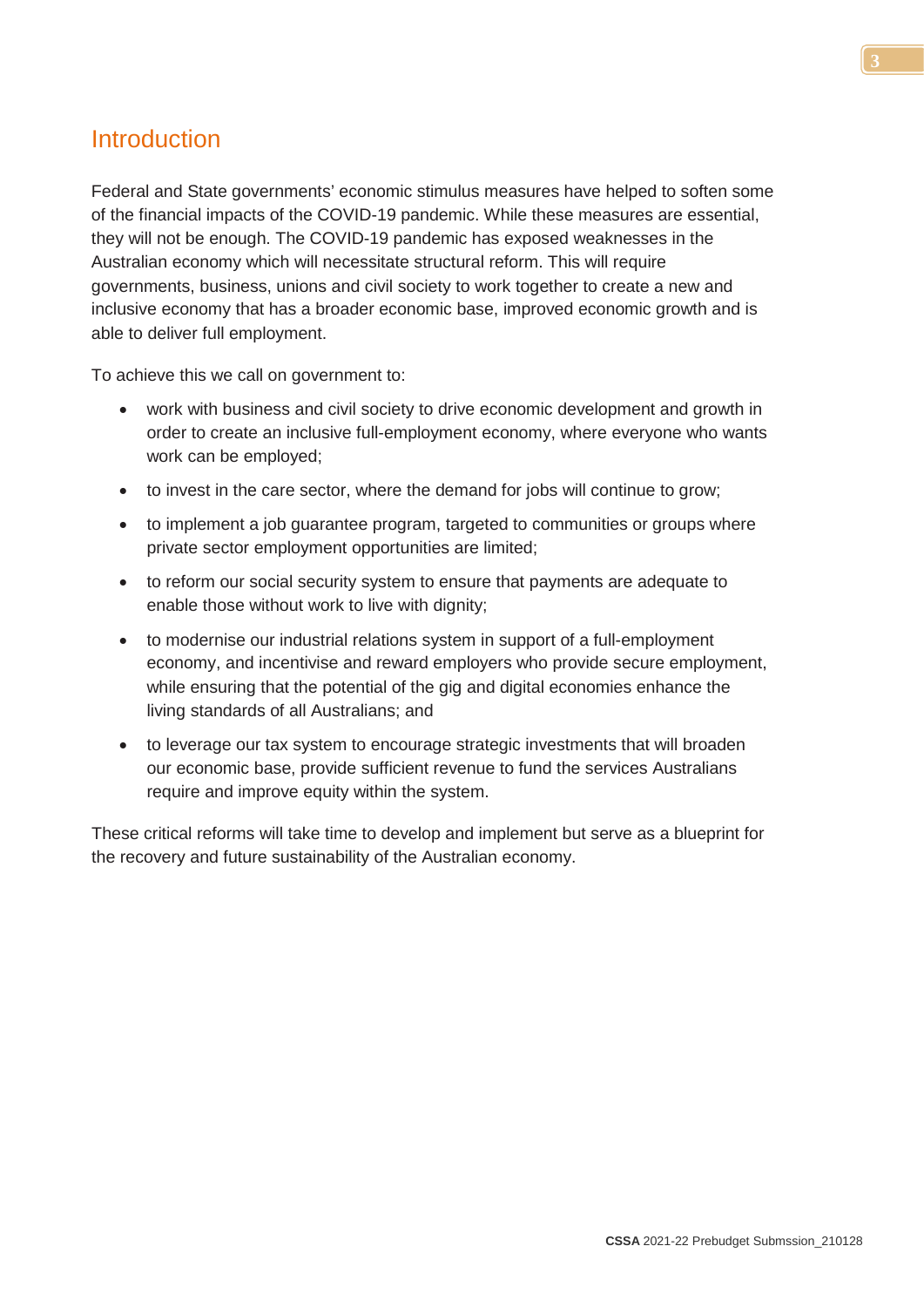## Introduction

Federal and State governments' economic stimulus measures have helped to soften some of the financial impacts of the COVID-19 pandemic. While these measures are essential, they will not be enough. The COVID-19 pandemic has exposed weaknesses in the Australian economy which will necessitate structural reform. This will require governments, business, unions and civil society to work together to create a new and inclusive economy that has a broader economic base, improved economic growth and is able to deliver full employment.

To achieve this we call on government to:

- work with business and civil society to drive economic development and growth in order to create an inclusive full-employment economy, where everyone who wants work can be employed;
- to invest in the care sector, where the demand for jobs will continue to grow;
- to implement a job guarantee program, targeted to communities or groups where private sector employment opportunities are limited;
- to reform our social security system to ensure that payments are adequate to enable those without work to live with dignity;
- to modernise our industrial relations system in support of a full-employment economy, and incentivise and reward employers who provide secure employment, while ensuring that the potential of the gig and digital economies enhance the living standards of all Australians; and
- to leverage our tax system to encourage strategic investments that will broaden our economic base, provide sufficient revenue to fund the services Australians require and improve equity within the system.

These critical reforms will take time to develop and implement but serve as a blueprint for the recovery and future sustainability of the Australian economy.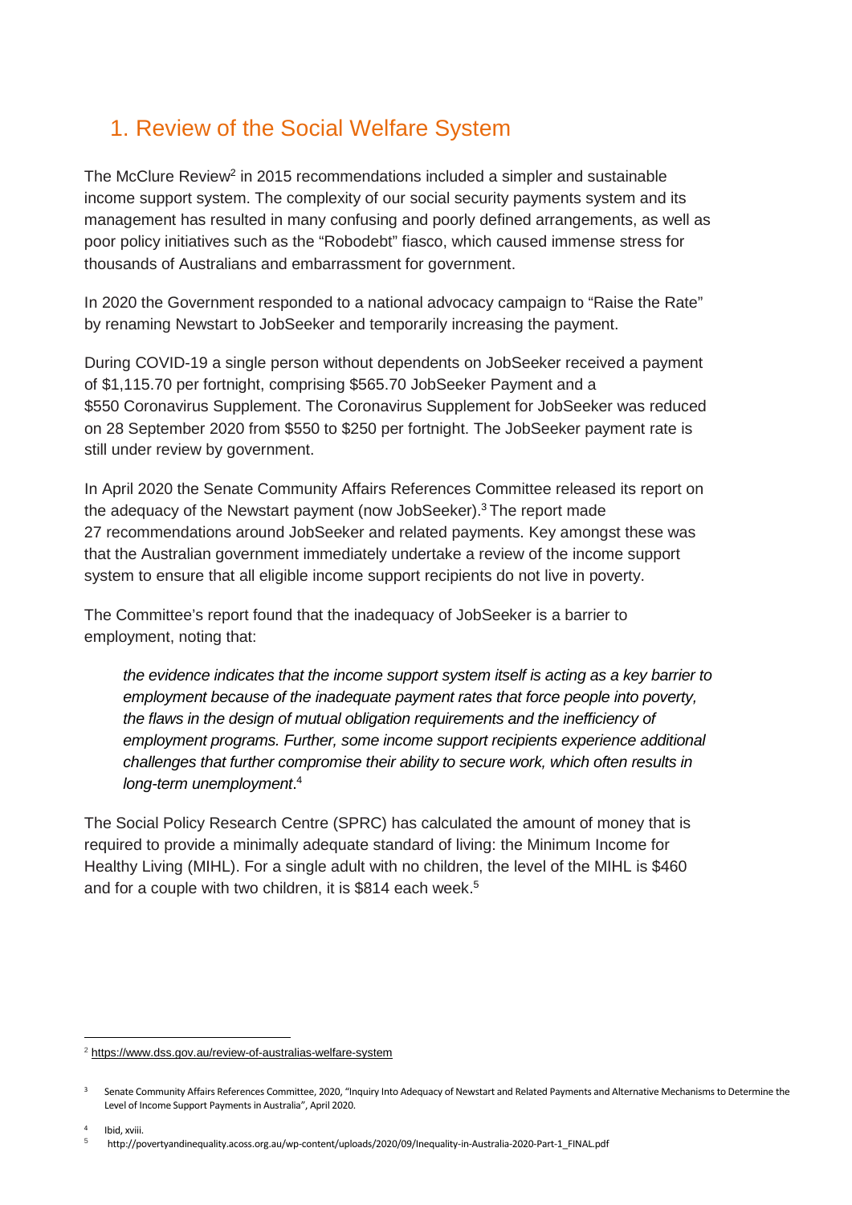## 1. Review of the Social Welfare System

The McClure Review[2] in 2015 recommendations included a simpler and sustainable income support system. The complexity of our social security payments system and its management has resulted in many confusing and poorly defined arrangements, as well as poor policy initiatives such as the "Robodebt" fiasco, which caused immense stress for thousands of Australians and embarrassment for government.

In 2020 the Government responded to a national advocacy campaign to "Raise the Rate" by renaming Newstart to JobSeeker and temporarily increasing the payment.

During COVID-19 a single person without dependents on JobSeeker received a payment of $1,115.70 per fortnight, comprising $565.70 JobSeeker Payment and a $550 Coronavirus Supplement. The Coronavirus Supplement for JobSeeker was reduced on 28 September 2020 from $550 to $250 per fortnight. The JobSeeker payment rate is still under review by government.

In April 2020 the Senate Community Affairs References Committee released its report on the adequacy of the Newstart payment (now JobSeeker).[3] The report made 27 recommendations around JobSeeker and related payments. Key amongst these was that the Australian government immediately undertake a review of the income support system to ensure that all eligible income support recipients do not live in poverty.

The Committee's report found that the inadequacy of JobSeeker is a barrier to employment, noting that:

> *the evidence indicates that the income support system itself is acting as a key barrier to employment because of the inadequate payment rates that force people into poverty, the flaws in the design of mutual obligation requirements and the inefficiency of employment programs. Further, some income support recipients experience additional challenges that further compromise their ability to secure work, which often results in long-term unemployment*.[4]

The Social Policy Research Centre (SPRC) has calculated the amount of money that is required to provide a minimally adequate standard of living: the Minimum Income for Healthy Living (MIHL). For a single adult with no children, the level of the MIHL is $460 and for a couple with two children, it is $814 each week.[5]

---

[2] https://www.dss.gov.au/review-of-australias-welfare-system

[3] Senate Community Affairs References Committee, 2020, "Inquiry Into Adequacy of Newstart and Related Payments and Alternative Mechanisms to Determine the Level of Income Support Payments in Australia", April 2020.

[4] Ibid, xviii.

[5] http://povertyandinequality.acoss.org.au/wp-content/uploads/2020/09/Inequality-in-Australia-2020-Part-1_FINAL.pdf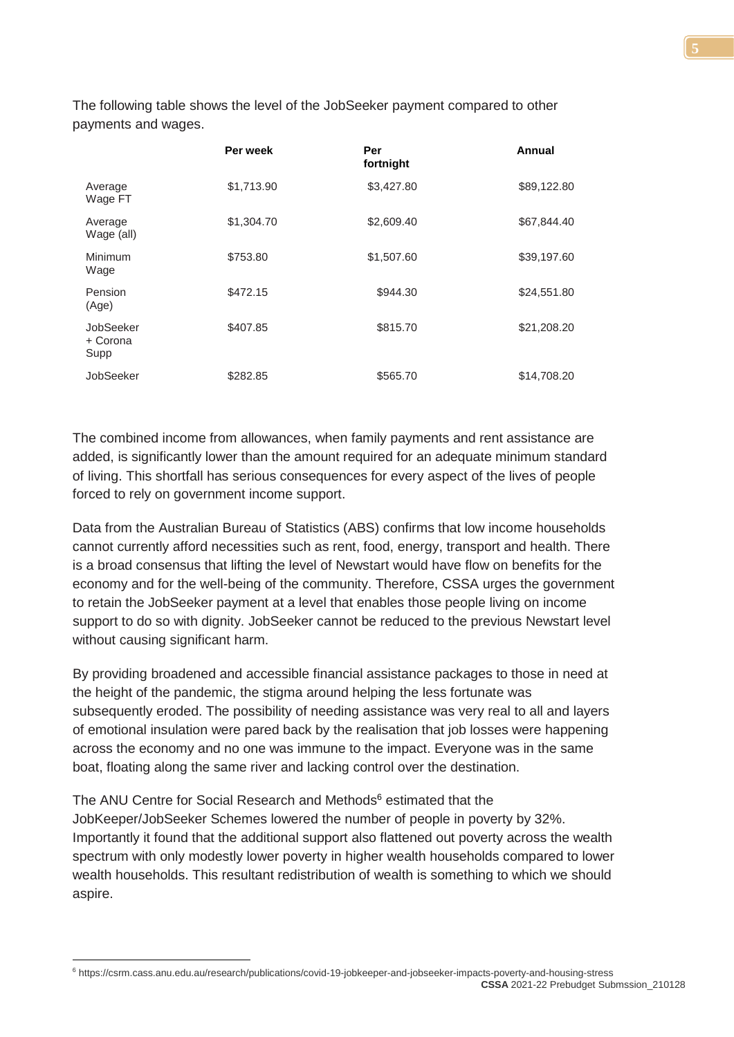The following table shows the level of the JobSeeker payment compared to other payments and wages.

| | Per week | Per fortnight | Annual |
|---|---|---|---|
| Average Wage FT | $1,713.90 | $3,427.80 | $89,122.80 |
| Average Wage (all) | $1,304.70 | $2,609.40 | $67,844.40 |
| Minimum Wage | $753.80 | $1,507.60 | $39,197.60 |
| Pension (Age) | $472.15 | $944.30 | $24,551.80 |
| JobSeeker + Corona Supp | $407.85 | $815.70 | $21,208.20 |
| JobSeeker | $282.85 | $565.70 | $14,708.20 |

The combined income from allowances, when family payments and rent assistance are added, is significantly lower than the amount required for an adequate minimum standard of living. This shortfall has serious consequences for every aspect of the lives of people forced to rely on government income support.

Data from the Australian Bureau of Statistics (ABS) confirms that low income households cannot currently afford necessities such as rent, food, energy, transport and health. There is a broad consensus that lifting the level of Newstart would have flow on benefits for the economy and for the well-being of the community. Therefore, CSSA urges the government to retain the JobSeeker payment at a level that enables those people living on income support to do so with dignity. JobSeeker cannot be reduced to the previous Newstart level without causing significant harm.

By providing broadened and accessible financial assistance packages to those in need at the height of the pandemic, the stigma around helping the less fortunate was subsequently eroded. The possibility of needing assistance was very real to all and layers of emotional insulation were pared back by the realisation that job losses were happening across the economy and no one was immune to the impact. Everyone was in the same boat, floating along the same river and lacking control over the destination.

The ANU Centre for Social Research and Methods[6] estimated that the JobKeeper/JobSeeker Schemes lowered the number of people in poverty by 32%. Importantly it found that the additional support also flattened out poverty across the wealth spectrum with only modestly lower poverty in higher wealth households compared to lower wealth households. This resultant redistribution of wealth is something to which we should aspire.

[6] https://csrm.cass.anu.edu.au/research/publications/covid-19-jobkeeper-and-jobseeker-impacts-poverty-and-housing-stress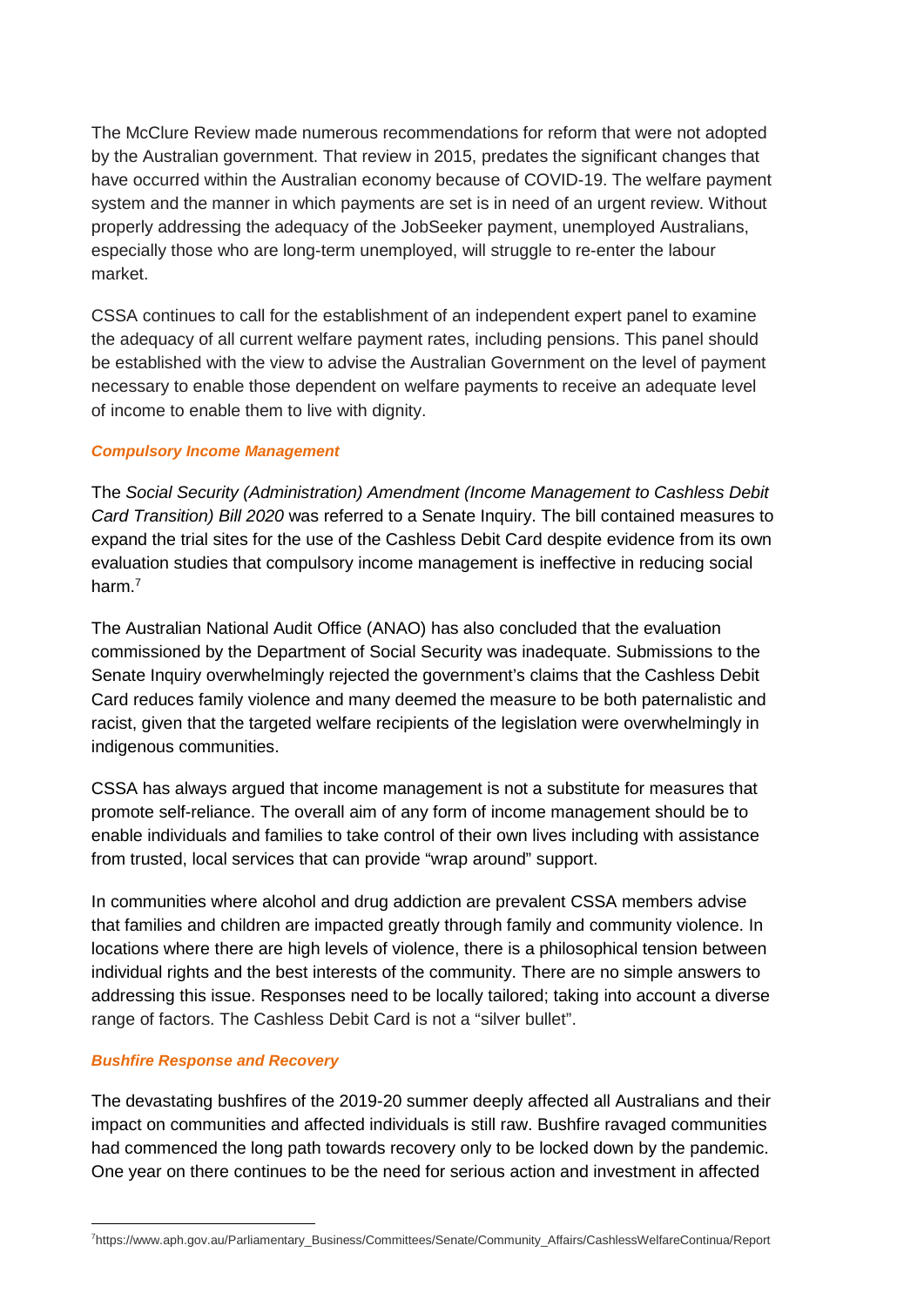The McClure Review made numerous recommendations for reform that were not adopted by the Australian government. That review in 2015, predates the significant changes that have occurred within the Australian economy because of COVID-19. The welfare payment system and the manner in which payments are set is in need of an urgent review. Without properly addressing the adequacy of the JobSeeker payment, unemployed Australians, especially those who are long-term unemployed, will struggle to re-enter the labour market.

CSSA continues to call for the establishment of an independent expert panel to examine the adequacy of all current welfare payment rates, including pensions. This panel should be established with the view to advise the Australian Government on the level of payment necessary to enable those dependent on welfare payments to receive an adequate level of income to enable them to live with dignity.

### ***Compulsory Income Management***

The *Social Security (Administration) Amendment (Income Management to Cashless Debit Card Transition) Bill 2020* was referred to a Senate Inquiry. The bill contained measures to expand the trial sites for the use of the Cashless Debit Card despite evidence from its own evaluation studies that compulsory income management is ineffective in reducing social harm.[7]

The Australian National Audit Office (ANAO) has also concluded that the evaluation commissioned by the Department of Social Security was inadequate. Submissions to the Senate Inquiry overwhelmingly rejected the government's claims that the Cashless Debit Card reduces family violence and many deemed the measure to be both paternalistic and racist, given that the targeted welfare recipients of the legislation were overwhelmingly in indigenous communities.

CSSA has always argued that income management is not a substitute for measures that promote self-reliance. The overall aim of any form of income management should be to enable individuals and families to take control of their own lives including with assistance from trusted, local services that can provide "wrap around" support.

In communities where alcohol and drug addiction are prevalent CSSA members advise that families and children are impacted greatly through family and community violence. In locations where there are high levels of violence, there is a philosophical tension between individual rights and the best interests of the community. There are no simple answers to addressing this issue. Responses need to be locally tailored; taking into account a diverse range of factors. The Cashless Debit Card is not a "silver bullet".

### ***Bushfire Response and Recovery***

The devastating bushfires of the 2019-20 summer deeply affected all Australians and their impact on communities and affected individuals is still raw. Bushfire ravaged communities had commenced the long path towards recovery only to be locked down by the pandemic. One year on there continues to be the need for serious action and investment in affected

---

[7] https://www.aph.gov.au/Parliamentary_Business/Committees/Senate/Community_Affairs/CashlessWelfareContinua/Report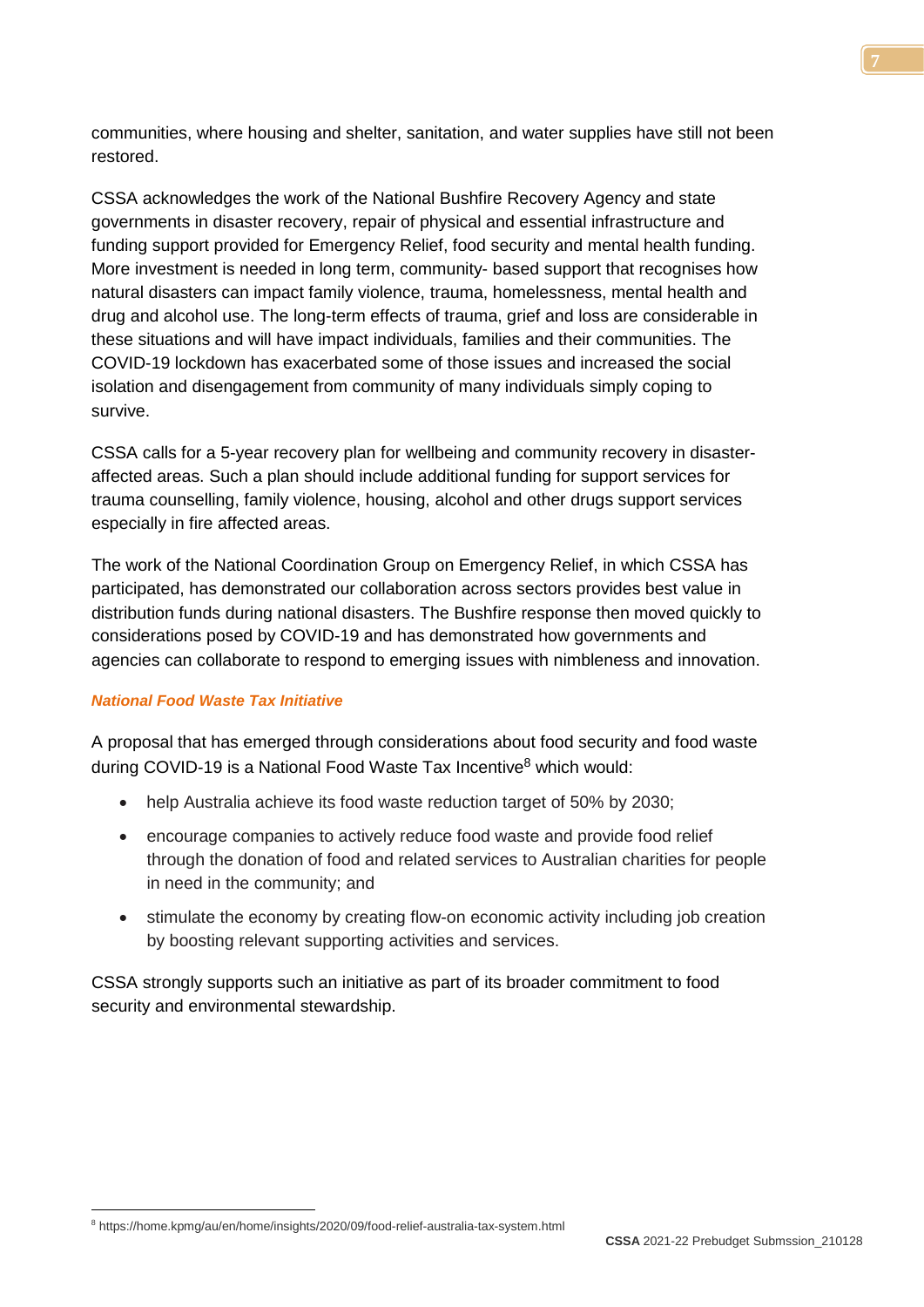communities, where housing and shelter, sanitation, and water supplies have still not been restored.

CSSA acknowledges the work of the National Bushfire Recovery Agency and state governments in disaster recovery, repair of physical and essential infrastructure and funding support provided for Emergency Relief, food security and mental health funding. More investment is needed in long term, community- based support that recognises how natural disasters can impact family violence, trauma, homelessness, mental health and drug and alcohol use. The long-term effects of trauma, grief and loss are considerable in these situations and will have impact individuals, families and their communities. The COVID-19 lockdown has exacerbated some of those issues and increased the social isolation and disengagement from community of many individuals simply coping to survive.

CSSA calls for a 5-year recovery plan for wellbeing and community recovery in disaster-affected areas. Such a plan should include additional funding for support services for trauma counselling, family violence, housing, alcohol and other drugs support services especially in fire affected areas.

The work of the National Coordination Group on Emergency Relief, in which CSSA has participated, has demonstrated our collaboration across sectors provides best value in distribution funds during national disasters. The Bushfire response then moved quickly to considerations posed by COVID-19 and has demonstrated how governments and agencies can collaborate to respond to emerging issues with nimbleness and innovation.

***National Food Waste Tax Initiative***

A proposal that has emerged through considerations about food security and food waste during COVID-19 is a National Food Waste Tax Incentive[8] which would:

- help Australia achieve its food waste reduction target of 50% by 2030;
- encourage companies to actively reduce food waste and provide food relief through the donation of food and related services to Australian charities for people in need in the community; and
- stimulate the economy by creating flow-on economic activity including job creation by boosting relevant supporting activities and services.

CSSA strongly supports such an initiative as part of its broader commitment to food security and environmental stewardship.

[8] https://home.kpmg/au/en/home/insights/2020/09/food-relief-australia-tax-system.html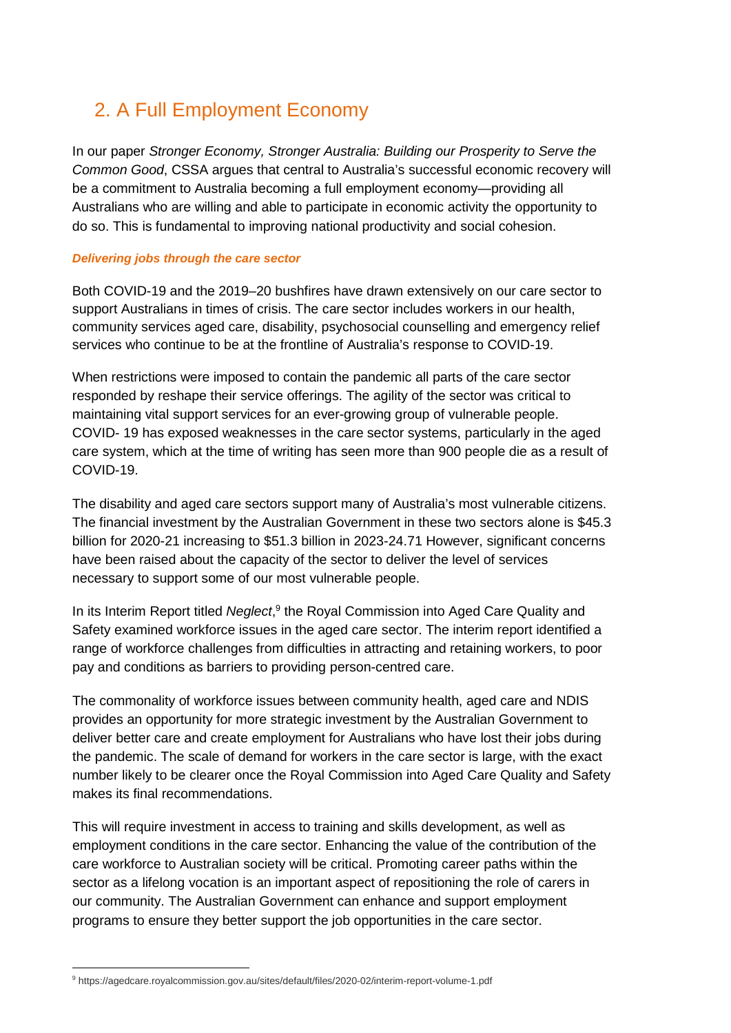## 2. A Full Employment Economy

In our paper *Stronger Economy, Stronger Australia: Building our Prosperity to Serve the Common Good*, CSSA argues that central to Australia's successful economic recovery will be a commitment to Australia becoming a full employment economy—providing all Australians who are willing and able to participate in economic activity the opportunity to do so. This is fundamental to improving national productivity and social cohesion.

***Delivering jobs through the care sector***

Both COVID-19 and the 2019–20 bushfires have drawn extensively on our care sector to support Australians in times of crisis. The care sector includes workers in our health, community services aged care, disability, psychosocial counselling and emergency relief services who continue to be at the frontline of Australia's response to COVID-19.

When restrictions were imposed to contain the pandemic all parts of the care sector responded by reshape their service offerings. The agility of the sector was critical to maintaining vital support services for an ever-growing group of vulnerable people. COVID- 19 has exposed weaknesses in the care sector systems, particularly in the aged care system, which at the time of writing has seen more than 900 people die as a result of COVID-19.

The disability and aged care sectors support many of Australia's most vulnerable citizens. The financial investment by the Australian Government in these two sectors alone is $45.3 billion for 2020-21 increasing to $51.3 billion in 2023-24.71 However, significant concerns have been raised about the capacity of the sector to deliver the level of services necessary to support some of our most vulnerable people.

In its Interim Report titled *Neglect*,[9] the Royal Commission into Aged Care Quality and Safety examined workforce issues in the aged care sector. The interim report identified a range of workforce challenges from difficulties in attracting and retaining workers, to poor pay and conditions as barriers to providing person-centred care.

The commonality of workforce issues between community health, aged care and NDIS provides an opportunity for more strategic investment by the Australian Government to deliver better care and create employment for Australians who have lost their jobs during the pandemic. The scale of demand for workers in the care sector is large, with the exact number likely to be clearer once the Royal Commission into Aged Care Quality and Safety makes its final recommendations.

This will require investment in access to training and skills development, as well as employment conditions in the care sector. Enhancing the value of the contribution of the care workforce to Australian society will be critical. Promoting career paths within the sector as a lifelong vocation is an important aspect of repositioning the role of carers in our community. The Australian Government can enhance and support employment programs to ensure they better support the job opportunities in the care sector.

---

[9] https://agedcare.royalcommission.gov.au/sites/default/files/2020-02/interim-report-volume-1.pdf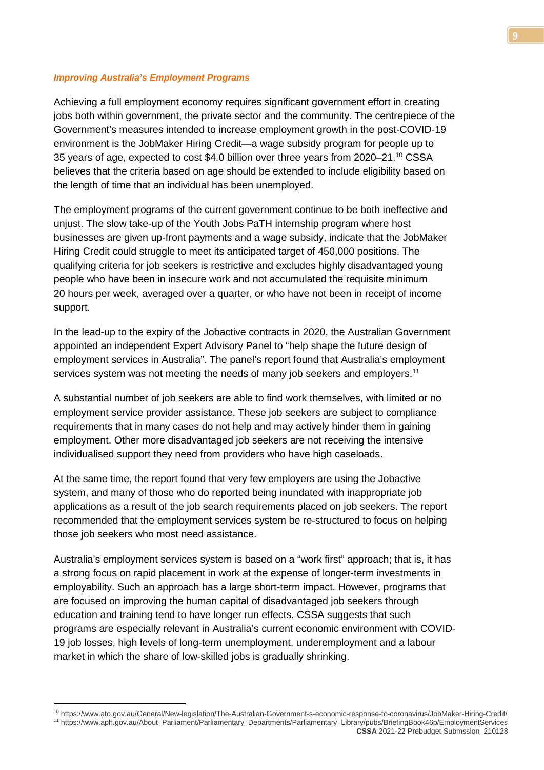*Improving Australia's Employment Programs*

Achieving a full employment economy requires significant government effort in creating jobs both within government, the private sector and the community. The centrepiece of the Government's measures intended to increase employment growth in the post-COVID-19 environment is the JobMaker Hiring Credit—a wage subsidy program for people up to 35 years of age, expected to cost $4.0 billion over three years from 2020–21.[10] CSSA believes that the criteria based on age should be extended to include eligibility based on the length of time that an individual has been unemployed.

The employment programs of the current government continue to be both ineffective and unjust. The slow take-up of the Youth Jobs PaTH internship program where host businesses are given up-front payments and a wage subsidy, indicate that the JobMaker Hiring Credit could struggle to meet its anticipated target of 450,000 positions. The qualifying criteria for job seekers is restrictive and excludes highly disadvantaged young people who have been in insecure work and not accumulated the requisite minimum 20 hours per week, averaged over a quarter, or who have not been in receipt of income support.

In the lead-up to the expiry of the Jobactive contracts in 2020, the Australian Government appointed an independent Expert Advisory Panel to "help shape the future design of employment services in Australia". The panel's report found that Australia's employment services system was not meeting the needs of many job seekers and employers.[11]

A substantial number of job seekers are able to find work themselves, with limited or no employment service provider assistance. These job seekers are subject to compliance requirements that in many cases do not help and may actively hinder them in gaining employment. Other more disadvantaged job seekers are not receiving the intensive individualised support they need from providers who have high caseloads.

At the same time, the report found that very few employers are using the Jobactive system, and many of those who do reported being inundated with inappropriate job applications as a result of the job search requirements placed on job seekers. The report recommended that the employment services system be re-structured to focus on helping those job seekers who most need assistance.

Australia's employment services system is based on a "work first" approach; that is, it has a strong focus on rapid placement in work at the expense of longer-term investments in employability. Such an approach has a large short-term impact. However, programs that are focused on improving the human capital of disadvantaged job seekers through education and training tend to have longer run effects. CSSA suggests that such programs are especially relevant in Australia's current economic environment with COVID-19 job losses, high levels of long-term unemployment, underemployment and a labour market in which the share of low-skilled jobs is gradually shrinking.

---

[10] https://www.ato.gov.au/General/New-legislation/The-Australian-Government-s-economic-response-to-coronavirus/JobMaker-Hiring-Credit/

[11] https://www.aph.gov.au/About_Parliament/Parliamentary_Departments/Parliamentary_Library/pubs/BriefingBook46p/EmploymentServices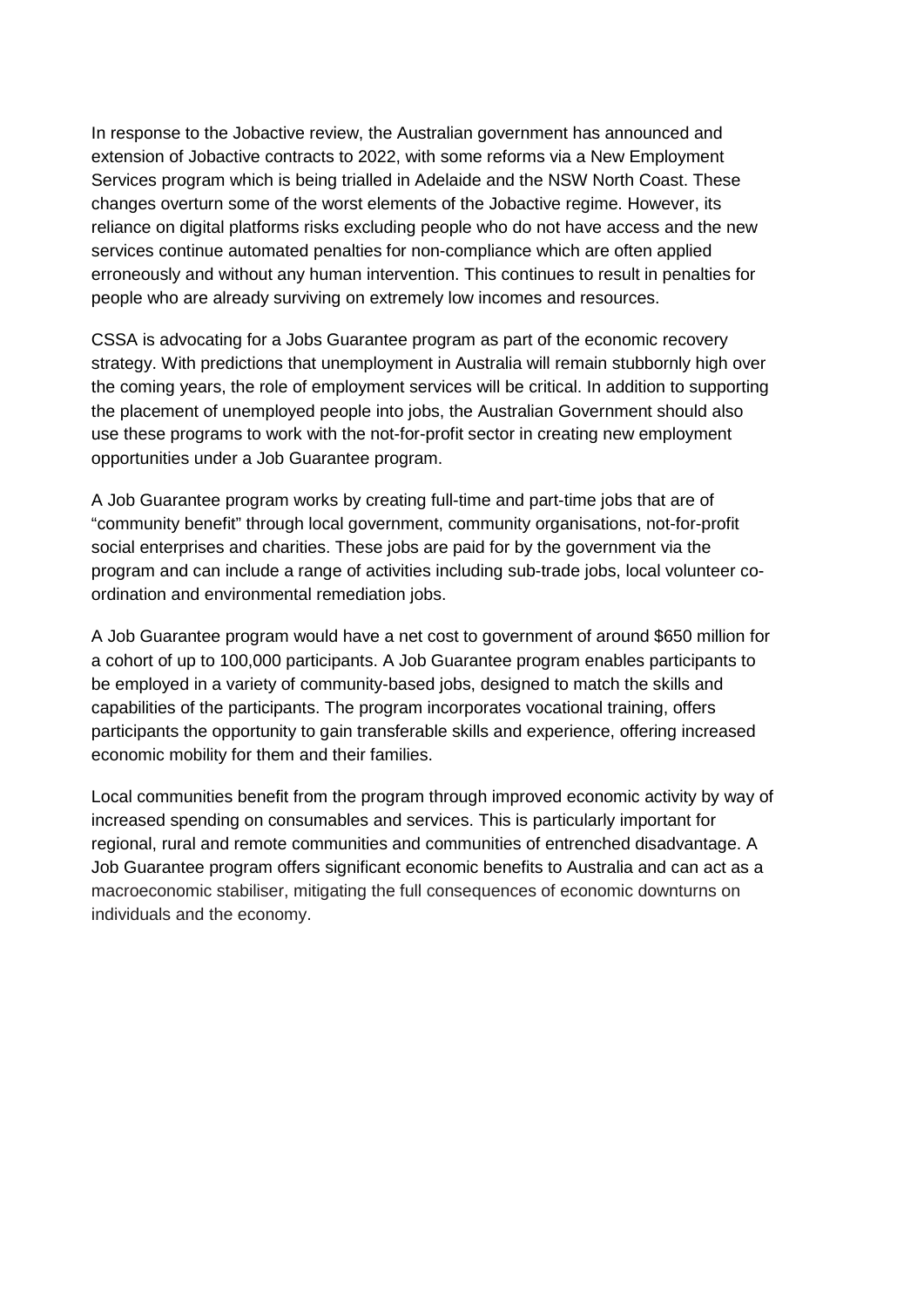In response to the Jobactive review, the Australian government has announced and extension of Jobactive contracts to 2022, with some reforms via a New Employment Services program which is being trialled in Adelaide and the NSW North Coast. These changes overturn some of the worst elements of the Jobactive regime. However, its reliance on digital platforms risks excluding people who do not have access and the new services continue automated penalties for non-compliance which are often applied erroneously and without any human intervention. This continues to result in penalties for people who are already surviving on extremely low incomes and resources.

CSSA is advocating for a Jobs Guarantee program as part of the economic recovery strategy. With predictions that unemployment in Australia will remain stubbornly high over the coming years, the role of employment services will be critical. In addition to supporting the placement of unemployed people into jobs, the Australian Government should also use these programs to work with the not-for-profit sector in creating new employment opportunities under a Job Guarantee program.

A Job Guarantee program works by creating full-time and part-time jobs that are of "community benefit" through local government, community organisations, not-for-profit social enterprises and charities. These jobs are paid for by the government via the program and can include a range of activities including sub-trade jobs, local volunteer co-ordination and environmental remediation jobs.

A Job Guarantee program would have a net cost to government of around $650 million for a cohort of up to 100,000 participants. A Job Guarantee program enables participants to be employed in a variety of community-based jobs, designed to match the skills and capabilities of the participants. The program incorporates vocational training, offers participants the opportunity to gain transferable skills and experience, offering increased economic mobility for them and their families.

Local communities benefit from the program through improved economic activity by way of increased spending on consumables and services. This is particularly important for regional, rural and remote communities and communities of entrenched disadvantage. A Job Guarantee program offers significant economic benefits to Australia and can act as a macroeconomic stabiliser, mitigating the full consequences of economic downturns on individuals and the economy.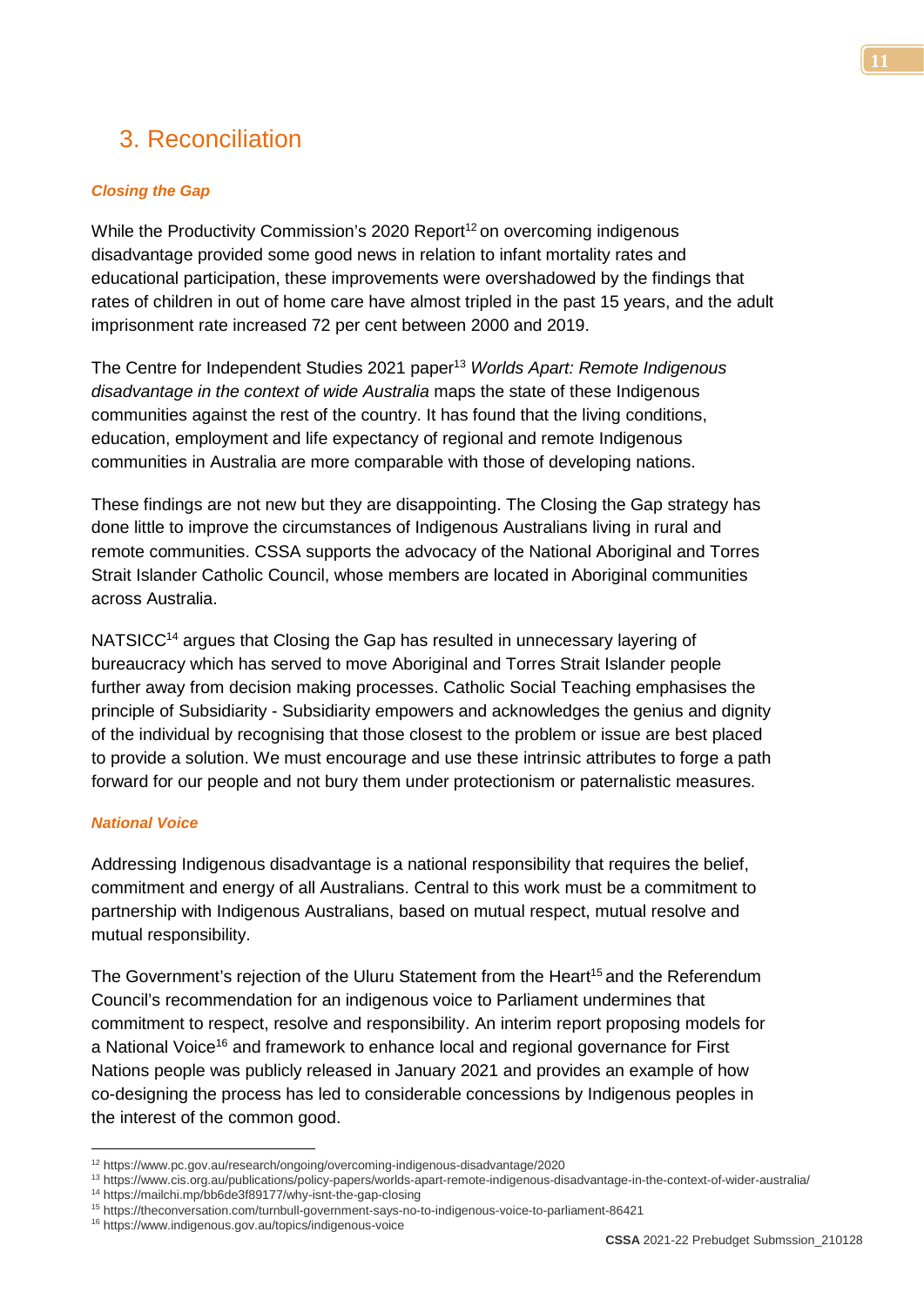## 3. Reconciliation

### *Closing the Gap*

While the Productivity Commission's 2020 Report[12] on overcoming indigenous disadvantage provided some good news in relation to infant mortality rates and educational participation, these improvements were overshadowed by the findings that rates of children in out of home care have almost tripled in the past 15 years, and the adult imprisonment rate increased 72 per cent between 2000 and 2019.

The Centre for Independent Studies 2021 paper[13] *Worlds Apart: Remote Indigenous disadvantage in the context of wide Australia* maps the state of these Indigenous communities against the rest of the country. It has found that the living conditions, education, employment and life expectancy of regional and remote Indigenous communities in Australia are more comparable with those of developing nations.

These findings are not new but they are disappointing. The Closing the Gap strategy has done little to improve the circumstances of Indigenous Australians living in rural and remote communities. CSSA supports the advocacy of the National Aboriginal and Torres Strait Islander Catholic Council, whose members are located in Aboriginal communities across Australia.

NATSICC[14] argues that Closing the Gap has resulted in unnecessary layering of bureaucracy which has served to move Aboriginal and Torres Strait Islander people further away from decision making processes. Catholic Social Teaching emphasises the principle of Subsidiarity - Subsidiarity empowers and acknowledges the genius and dignity of the individual by recognising that those closest to the problem or issue are best placed to provide a solution. We must encourage and use these intrinsic attributes to forge a path forward for our people and not bury them under protectionism or paternalistic measures.

### *National Voice*

Addressing Indigenous disadvantage is a national responsibility that requires the belief, commitment and energy of all Australians. Central to this work must be a commitment to partnership with Indigenous Australians, based on mutual respect, mutual resolve and mutual responsibility.

The Government's rejection of the Uluru Statement from the Heart[15] and the Referendum Council's recommendation for an indigenous voice to Parliament undermines that commitment to respect, resolve and responsibility. An interim report proposing models for a National Voice[16] and framework to enhance local and regional governance for First Nations people was publicly released in January 2021 and provides an example of how co-designing the process has led to considerable concessions by Indigenous peoples in the interest of the common good.

---

[12] https://www.pc.gov.au/research/ongoing/overcoming-indigenous-disadvantage/2020

[13] https://www.cis.org.au/publications/policy-papers/worlds-apart-remote-indigenous-disadvantage-in-the-context-of-wider-australia/

[14] https://mailchi.mp/bb6de3f89177/why-isnt-the-gap-closing

[15] https://theconversation.com/turnbull-government-says-no-to-indigenous-voice-to-parliament-86421

[16] https://www.indigenous.gov.au/topics/indigenous-voice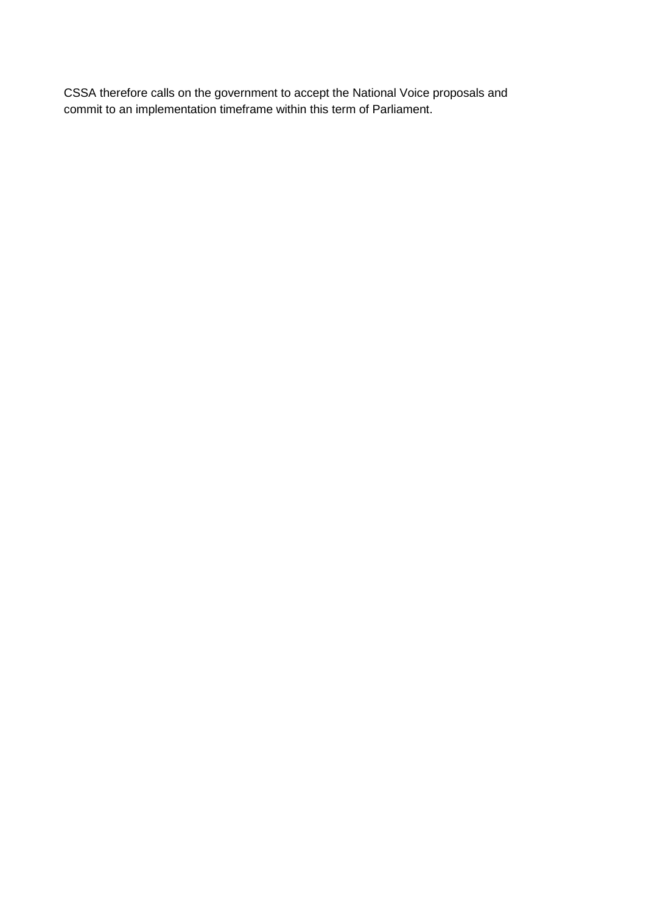CSSA therefore calls on the government to accept the National Voice proposals and commit to an implementation timeframe within this term of Parliament.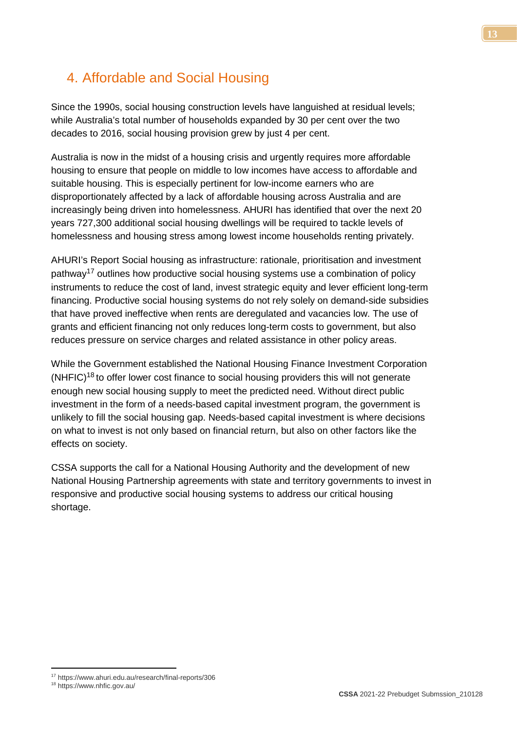## 4. Affordable and Social Housing

Since the 1990s, social housing construction levels have languished at residual levels; while Australia's total number of households expanded by 30 per cent over the two decades to 2016, social housing provision grew by just 4 per cent.

Australia is now in the midst of a housing crisis and urgently requires more affordable housing to ensure that people on middle to low incomes have access to affordable and suitable housing. This is especially pertinent for low-income earners who are disproportionately affected by a lack of affordable housing across Australia and are increasingly being driven into homelessness. AHURI has identified that over the next 20 years 727,300 additional social housing dwellings will be required to tackle levels of homelessness and housing stress among lowest income households renting privately.

AHURI's Report Social housing as infrastructure: rationale, prioritisation and investment pathway[17] outlines how productive social housing systems use a combination of policy instruments to reduce the cost of land, invest strategic equity and lever efficient long-term financing. Productive social housing systems do not rely solely on demand-side subsidies that have proved ineffective when rents are deregulated and vacancies low. The use of grants and efficient financing not only reduces long-term costs to government, but also reduces pressure on service charges and related assistance in other policy areas.

While the Government established the National Housing Finance Investment Corporation (NHFIC)[18] to offer lower cost finance to social housing providers this will not generate enough new social housing supply to meet the predicted need. Without direct public investment in the form of a needs-based capital investment program, the government is unlikely to fill the social housing gap. Needs-based capital investment is where decisions on what to invest is not only based on financial return, but also on other factors like the effects on society.

CSSA supports the call for a National Housing Authority and the development of new National Housing Partnership agreements with state and territory governments to invest in responsive and productive social housing systems to address our critical housing shortage.

---

[17] https://www.ahuri.edu.au/research/final-reports/306

[18] https://www.nhfic.gov.au/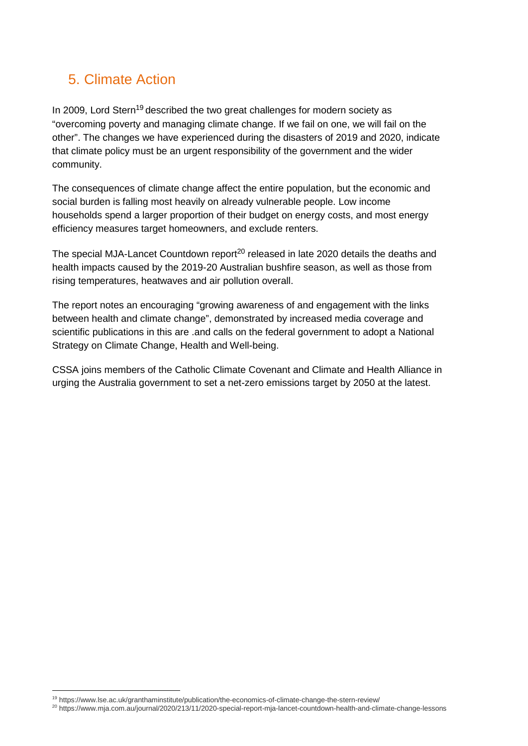## 5. Climate Action

In 2009, Lord Stern[19] described the two great challenges for modern society as "overcoming poverty and managing climate change. If we fail on one, we will fail on the other". The changes we have experienced during the disasters of 2019 and 2020, indicate that climate policy must be an urgent responsibility of the government and the wider community.

The consequences of climate change affect the entire population, but the economic and social burden is falling most heavily on already vulnerable people. Low income households spend a larger proportion of their budget on energy costs, and most energy efficiency measures target homeowners, and exclude renters.

The special MJA-Lancet Countdown report[20] released in late 2020 details the deaths and health impacts caused by the 2019-20 Australian bushfire season, as well as those from rising temperatures, heatwaves and air pollution overall.

The report notes an encouraging "growing awareness of and engagement with the links between health and climate change", demonstrated by increased media coverage and scientific publications in this are .and calls on the federal government to adopt a National Strategy on Climate Change, Health and Well-being.

CSSA joins members of the Catholic Climate Covenant and Climate and Health Alliance in urging the Australia government to set a net-zero emissions target by 2050 at the latest.

[19] https://www.lse.ac.uk/granthaminstitute/publication/the-economics-of-climate-change-the-stern-review/

[20] https://www.mja.com.au/journal/2020/213/11/2020-special-report-mja-lancet-countdown-health-and-climate-change-lessons